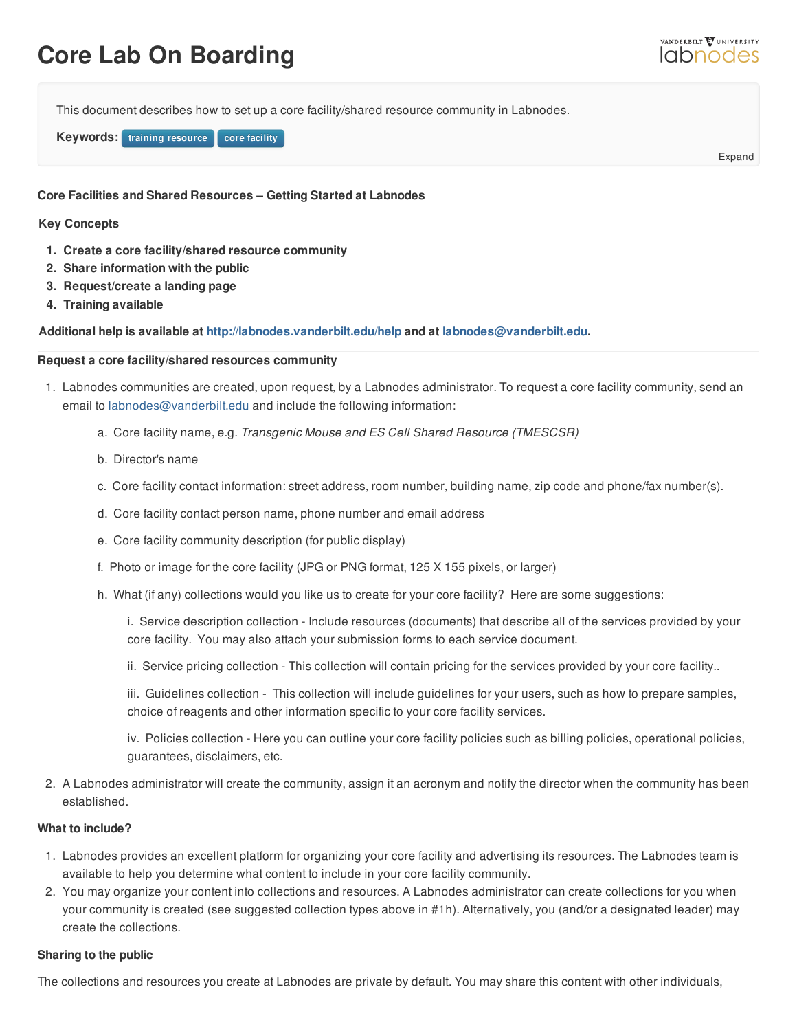# Core Lab On Boarding

This document describes how to set up a core facility/shared resource community in Labnodes.

**Keywords:** training resource core facility

Expand

**Core Facilities and Shared Resources – Getting Started at Labnodes**

**Key Concepts**

1. **Create a core facility/shared resource community**
2. **Share information with the public**
3. **Request/create a landing page**
4. **Training available**

**Additional help is available at http://labnodes.vanderbilt.edu/help and at labnodes@vanderbilt.edu.**

**Request a core facility/shared resources community**

1. Labnodes communities are created, upon request, by a Labnodes administrator. To request a core facility community, send an email to labnodes@vanderbilt.edu and include the following information:

   a. Core facility name, e.g. *Transgenic Mouse and ES Cell Shared Resource (TMESCSR)*

   b. Director's name

   c. Core facility contact information: street address, room number, building name, zip code and phone/fax number(s).

   d. Core facility contact person name, phone number and email address

   e. Core facility community description (for public display)

   f. Photo or image for the core facility (JPG or PNG format, 125 X 155 pixels, or larger)

   h. What (if any) collections would you like us to create for your core facility? Here are some suggestions:

      i. Service description collection - Include resources (documents) that describe all of the services provided by your core facility. You may also attach your submission forms to each service document.

      ii. Service pricing collection - This collection will contain pricing for the services provided by your core facility..

      iii. Guidelines collection - This collection will include guidelines for your users, such as how to prepare samples, choice of reagents and other information specific to your core facility services.

      iv. Policies collection - Here you can outline your core facility policies such as billing policies, operational policies, guarantees, disclaimers, etc.

2. A Labnodes administrator will create the community, assign it an acronym and notify the director when the community has been established.

**What to include?**

1. Labnodes provides an excellent platform for organizing your core facility and advertising its resources. The Labnodes team is available to help you determine what content to include in your core facility community.
2. You may organize your content into collections and resources. A Labnodes administrator can create collections for you when your community is created (see suggested collection types above in #1h). Alternatively, you (and/or a designated leader) may create the collections.

**Sharing to the public**

The collections and resources you create at Labnodes are private by default. You may share this content with other individuals,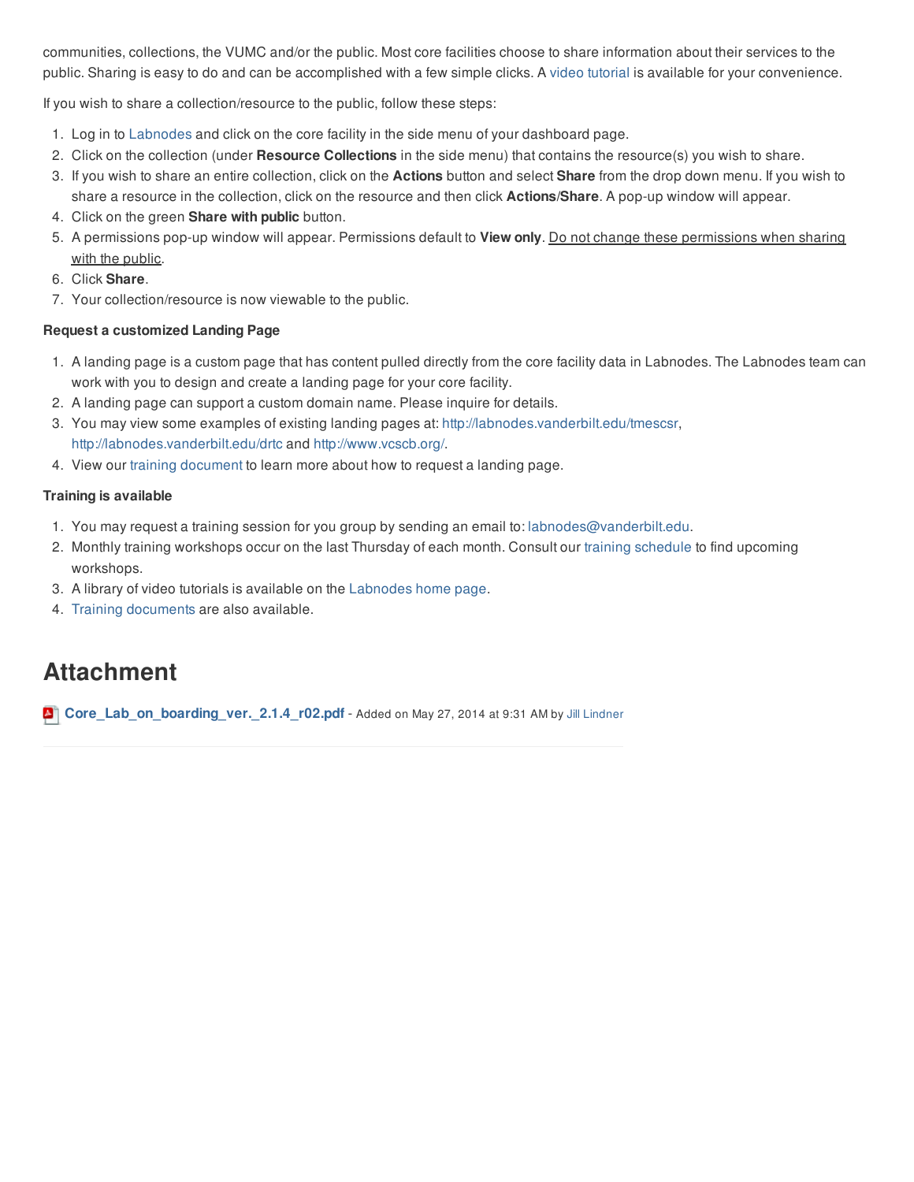communities, collections, the VUMC and/or the public. Most core facilities choose to share information about their services to the public. Sharing is easy to do and can be accomplished with a few simple clicks. A video tutorial is available for your convenience.

If you wish to share a collection/resource to the public, follow these steps:

1. Log in to Labnodes and click on the core facility in the side menu of your dashboard page.
2. Click on the collection (under **Resource Collections** in the side menu) that contains the resource(s) you wish to share.
3. If you wish to share an entire collection, click on the **Actions** button and select **Share** from the drop down menu. If you wish to share a resource in the collection, click on the resource and then click **Actions**/**Share**. A pop-up window will appear.
4. Click on the green **Share with public** button.
5. A permissions pop-up window will appear. Permissions default to **View only**. Do not change these permissions when sharing with the public.
6. Click **Share**.
7. Your collection/resource is now viewable to the public.

**Request a customized Landing Page**

1. A landing page is a custom page that has content pulled directly from the core facility data in Labnodes. The Labnodes team can work with you to design and create a landing page for your core facility.
2. A landing page can support a custom domain name. Please inquire for details.
3. You may view some examples of existing landing pages at: http://labnodes.vanderbilt.edu/tmescsr, http://labnodes.vanderbilt.edu/drtc and http://www.vcscb.org/.
4. View our training document to learn more about how to request a landing page.

**Training is available**

1. You may request a training session for you group by sending an email to: labnodes@vanderbilt.edu.
2. Monthly training workshops occur on the last Thursday of each month. Consult our training schedule to find upcoming workshops.
3. A library of video tutorials is available on the Labnodes home page.
4. Training documents are also available.

## Attachment

**Core_Lab_on_boarding_ver._2.1.4_r02.pdf** - Added on May 27, 2014 at 9:31 AM by Jill Lindner